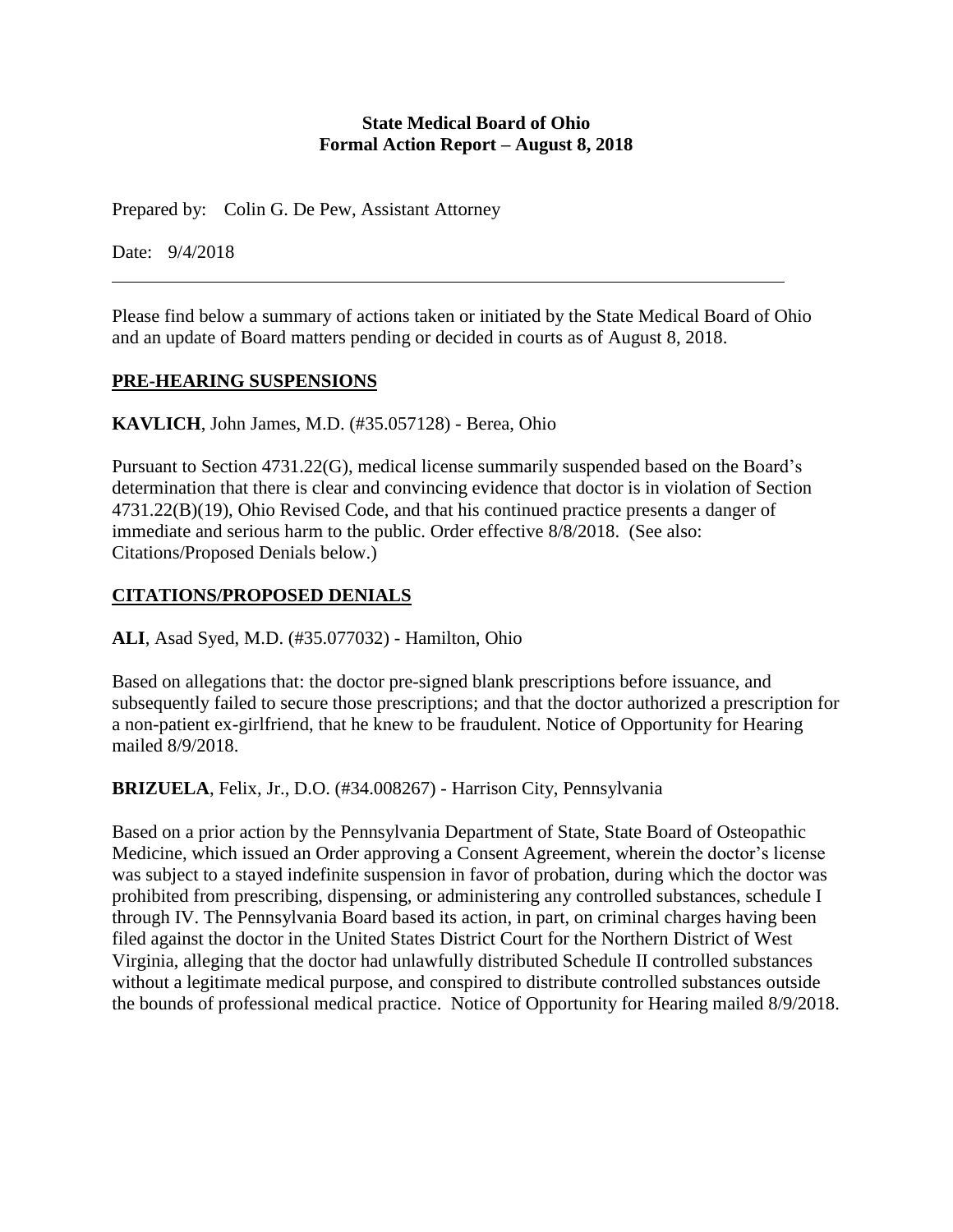**State Medical Board of Ohio**
**Formal Action Report – August 8, 2018**

Prepared by: Colin G. De Pew, Assistant Attorney

Date: 9/4/2018

---

Please find below a summary of actions taken or initiated by the State Medical Board of Ohio and an update of Board matters pending or decided in courts as of August 8, 2018.

## PRE-HEARING SUSPENSIONS

**KAVLICH**, John James, M.D. (#35.057128) - Berea, Ohio

Pursuant to Section 4731.22(G), medical license summarily suspended based on the Board's determination that there is clear and convincing evidence that doctor is in violation of Section 4731.22(B)(19), Ohio Revised Code, and that his continued practice presents a danger of immediate and serious harm to the public. Order effective 8/8/2018. (See also: Citations/Proposed Denials below.)

## CITATIONS/PROPOSED DENIALS

**ALI**, Asad Syed, M.D. (#35.077032) - Hamilton, Ohio

Based on allegations that: the doctor pre-signed blank prescriptions before issuance, and subsequently failed to secure those prescriptions; and that the doctor authorized a prescription for a non-patient ex-girlfriend, that he knew to be fraudulent. Notice of Opportunity for Hearing mailed 8/9/2018.

**BRIZUELA**, Felix, Jr., D.O. (#34.008267) - Harrison City, Pennsylvania

Based on a prior action by the Pennsylvania Department of State, State Board of Osteopathic Medicine, which issued an Order approving a Consent Agreement, wherein the doctor's license was subject to a stayed indefinite suspension in favor of probation, during which the doctor was prohibited from prescribing, dispensing, or administering any controlled substances, schedule I through IV. The Pennsylvania Board based its action, in part, on criminal charges having been filed against the doctor in the United States District Court for the Northern District of West Virginia, alleging that the doctor had unlawfully distributed Schedule II controlled substances without a legitimate medical purpose, and conspired to distribute controlled substances outside the bounds of professional medical practice. Notice of Opportunity for Hearing mailed 8/9/2018.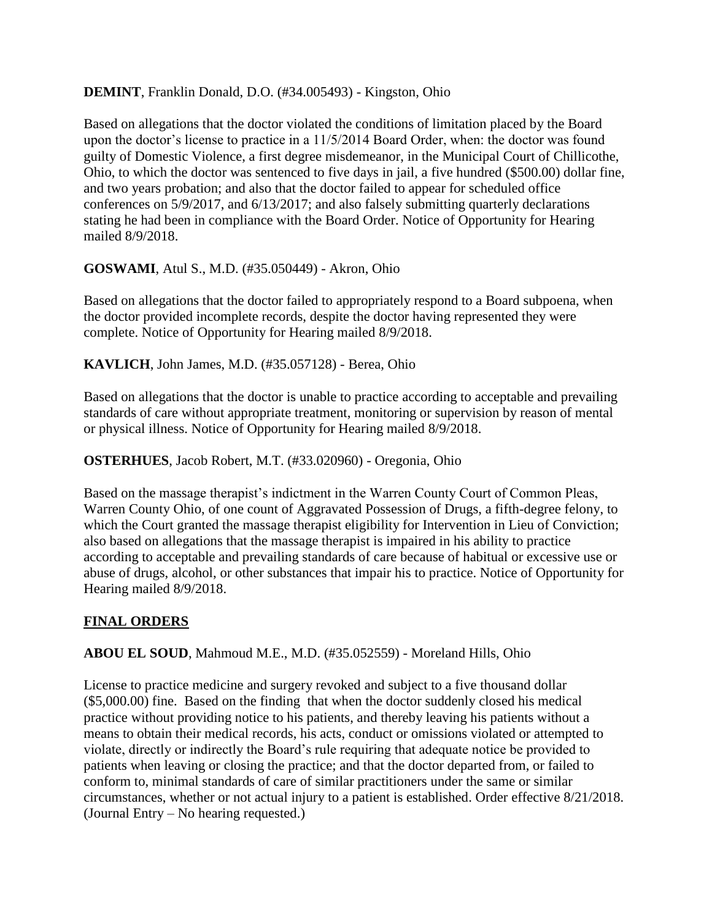**DEMINT**, Franklin Donald, D.O. (#34.005493) - Kingston, Ohio

Based on allegations that the doctor violated the conditions of limitation placed by the Board upon the doctor's license to practice in a 11/5/2014 Board Order, when: the doctor was found guilty of Domestic Violence, a first degree misdemeanor, in the Municipal Court of Chillicothe, Ohio, to which the doctor was sentenced to five days in jail, a five hundred ($500.00) dollar fine, and two years probation; and also that the doctor failed to appear for scheduled office conferences on 5/9/2017, and 6/13/2017; and also falsely submitting quarterly declarations stating he had been in compliance with the Board Order. Notice of Opportunity for Hearing mailed 8/9/2018.

**GOSWAMI**, Atul S., M.D. (#35.050449) - Akron, Ohio

Based on allegations that the doctor failed to appropriately respond to a Board subpoena, when the doctor provided incomplete records, despite the doctor having represented they were complete. Notice of Opportunity for Hearing mailed 8/9/2018.

**KAVLICH**, John James, M.D. (#35.057128) - Berea, Ohio

Based on allegations that the doctor is unable to practice according to acceptable and prevailing standards of care without appropriate treatment, monitoring or supervision by reason of mental or physical illness. Notice of Opportunity for Hearing mailed 8/9/2018.

**OSTERHUES**, Jacob Robert, M.T. (#33.020960) - Oregonia, Ohio

Based on the massage therapist's indictment in the Warren County Court of Common Pleas, Warren County Ohio, of one count of Aggravated Possession of Drugs, a fifth-degree felony, to which the Court granted the massage therapist eligibility for Intervention in Lieu of Conviction; also based on allegations that the massage therapist is impaired in his ability to practice according to acceptable and prevailing standards of care because of habitual or excessive use or abuse of drugs, alcohol, or other substances that impair his to practice. Notice of Opportunity for Hearing mailed 8/9/2018.

## FINAL ORDERS

**ABOU EL SOUD**, Mahmoud M.E., M.D. (#35.052559) - Moreland Hills, Ohio

License to practice medicine and surgery revoked and subject to a five thousand dollar ($5,000.00) fine. Based on the finding that when the doctor suddenly closed his medical practice without providing notice to his patients, and thereby leaving his patients without a means to obtain their medical records, his acts, conduct or omissions violated or attempted to violate, directly or indirectly the Board's rule requiring that adequate notice be provided to patients when leaving or closing the practice; and that the doctor departed from, or failed to conform to, minimal standards of care of similar practitioners under the same or similar circumstances, whether or not actual injury to a patient is established. Order effective 8/21/2018. (Journal Entry – No hearing requested.)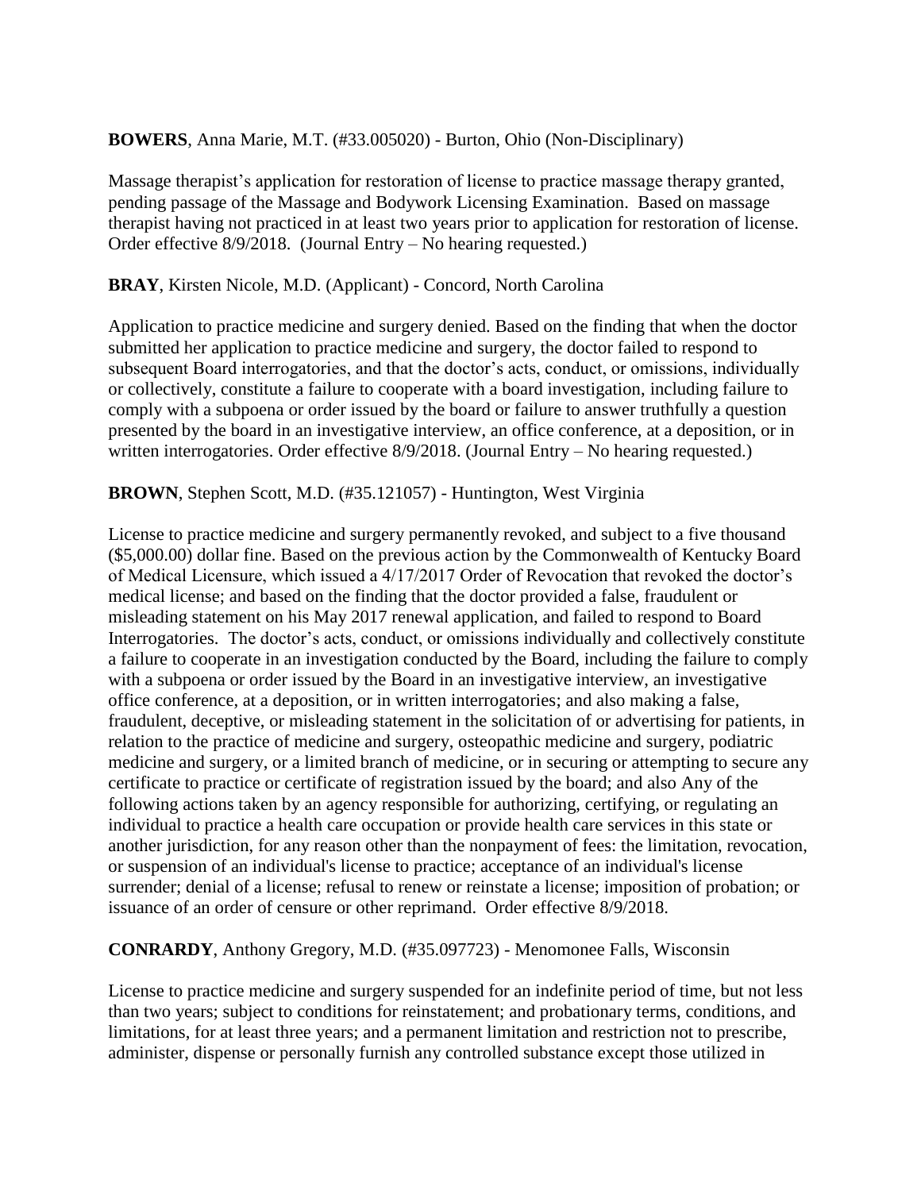**BOWERS**, Anna Marie, M.T. (#33.005020) - Burton, Ohio (Non-Disciplinary)

Massage therapist's application for restoration of license to practice massage therapy granted, pending passage of the Massage and Bodywork Licensing Examination. Based on massage therapist having not practiced in at least two years prior to application for restoration of license. Order effective 8/9/2018. (Journal Entry – No hearing requested.)

**BRAY**, Kirsten Nicole, M.D. (Applicant) - Concord, North Carolina

Application to practice medicine and surgery denied. Based on the finding that when the doctor submitted her application to practice medicine and surgery, the doctor failed to respond to subsequent Board interrogatories, and that the doctor's acts, conduct, or omissions, individually or collectively, constitute a failure to cooperate with a board investigation, including failure to comply with a subpoena or order issued by the board or failure to answer truthfully a question presented by the board in an investigative interview, an office conference, at a deposition, or in written interrogatories. Order effective 8/9/2018. (Journal Entry – No hearing requested.)

**BROWN**, Stephen Scott, M.D. (#35.121057) - Huntington, West Virginia

License to practice medicine and surgery permanently revoked, and subject to a five thousand ($5,000.00) dollar fine. Based on the previous action by the Commonwealth of Kentucky Board of Medical Licensure, which issued a 4/17/2017 Order of Revocation that revoked the doctor's medical license; and based on the finding that the doctor provided a false, fraudulent or misleading statement on his May 2017 renewal application, and failed to respond to Board Interrogatories. The doctor's acts, conduct, or omissions individually and collectively constitute a failure to cooperate in an investigation conducted by the Board, including the failure to comply with a subpoena or order issued by the Board in an investigative interview, an investigative office conference, at a deposition, or in written interrogatories; and also making a false, fraudulent, deceptive, or misleading statement in the solicitation of or advertising for patients, in relation to the practice of medicine and surgery, osteopathic medicine and surgery, podiatric medicine and surgery, or a limited branch of medicine, or in securing or attempting to secure any certificate to practice or certificate of registration issued by the board; and also Any of the following actions taken by an agency responsible for authorizing, certifying, or regulating an individual to practice a health care occupation or provide health care services in this state or another jurisdiction, for any reason other than the nonpayment of fees: the limitation, revocation, or suspension of an individual's license to practice; acceptance of an individual's license surrender; denial of a license; refusal to renew or reinstate a license; imposition of probation; or issuance of an order of censure or other reprimand. Order effective 8/9/2018.

**CONRARDY**, Anthony Gregory, M.D. (#35.097723) - Menomonee Falls, Wisconsin

License to practice medicine and surgery suspended for an indefinite period of time, but not less than two years; subject to conditions for reinstatement; and probationary terms, conditions, and limitations, for at least three years; and a permanent limitation and restriction not to prescribe, administer, dispense or personally furnish any controlled substance except those utilized in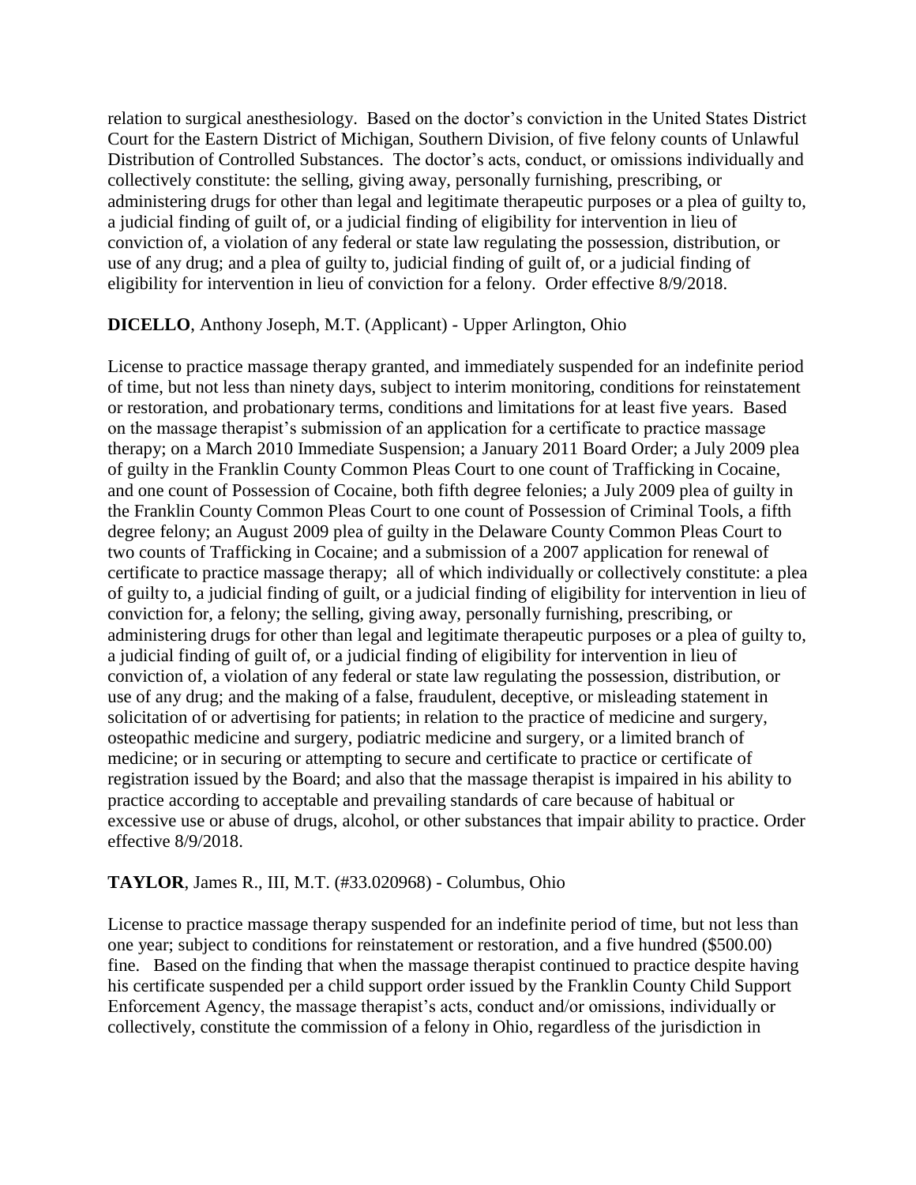relation to surgical anesthesiology. Based on the doctor's conviction in the United States District Court for the Eastern District of Michigan, Southern Division, of five felony counts of Unlawful Distribution of Controlled Substances. The doctor's acts, conduct, or omissions individually and collectively constitute: the selling, giving away, personally furnishing, prescribing, or administering drugs for other than legal and legitimate therapeutic purposes or a plea of guilty to, a judicial finding of guilt of, or a judicial finding of eligibility for intervention in lieu of conviction of, a violation of any federal or state law regulating the possession, distribution, or use of any drug; and a plea of guilty to, judicial finding of guilt of, or a judicial finding of eligibility for intervention in lieu of conviction for a felony. Order effective 8/9/2018.

**DICELLO**, Anthony Joseph, M.T. (Applicant) - Upper Arlington, Ohio

License to practice massage therapy granted, and immediately suspended for an indefinite period of time, but not less than ninety days, subject to interim monitoring, conditions for reinstatement or restoration, and probationary terms, conditions and limitations for at least five years. Based on the massage therapist's submission of an application for a certificate to practice massage therapy; on a March 2010 Immediate Suspension; a January 2011 Board Order; a July 2009 plea of guilty in the Franklin County Common Pleas Court to one count of Trafficking in Cocaine, and one count of Possession of Cocaine, both fifth degree felonies; a July 2009 plea of guilty in the Franklin County Common Pleas Court to one count of Possession of Criminal Tools, a fifth degree felony; an August 2009 plea of guilty in the Delaware County Common Pleas Court to two counts of Trafficking in Cocaine; and a submission of a 2007 application for renewal of certificate to practice massage therapy; all of which individually or collectively constitute: a plea of guilty to, a judicial finding of guilt, or a judicial finding of eligibility for intervention in lieu of conviction for, a felony; the selling, giving away, personally furnishing, prescribing, or administering drugs for other than legal and legitimate therapeutic purposes or a plea of guilty to, a judicial finding of guilt of, or a judicial finding of eligibility for intervention in lieu of conviction of, a violation of any federal or state law regulating the possession, distribution, or use of any drug; and the making of a false, fraudulent, deceptive, or misleading statement in solicitation of or advertising for patients; in relation to the practice of medicine and surgery, osteopathic medicine and surgery, podiatric medicine and surgery, or a limited branch of medicine; or in securing or attempting to secure and certificate to practice or certificate of registration issued by the Board; and also that the massage therapist is impaired in his ability to practice according to acceptable and prevailing standards of care because of habitual or excessive use or abuse of drugs, alcohol, or other substances that impair ability to practice. Order effective 8/9/2018.

**TAYLOR**, James R., III, M.T. (#33.020968) - Columbus, Ohio

License to practice massage therapy suspended for an indefinite period of time, but not less than one year; subject to conditions for reinstatement or restoration, and a five hundred ($500.00) fine. Based on the finding that when the massage therapist continued to practice despite having his certificate suspended per a child support order issued by the Franklin County Child Support Enforcement Agency, the massage therapist's acts, conduct and/or omissions, individually or collectively, constitute the commission of a felony in Ohio, regardless of the jurisdiction in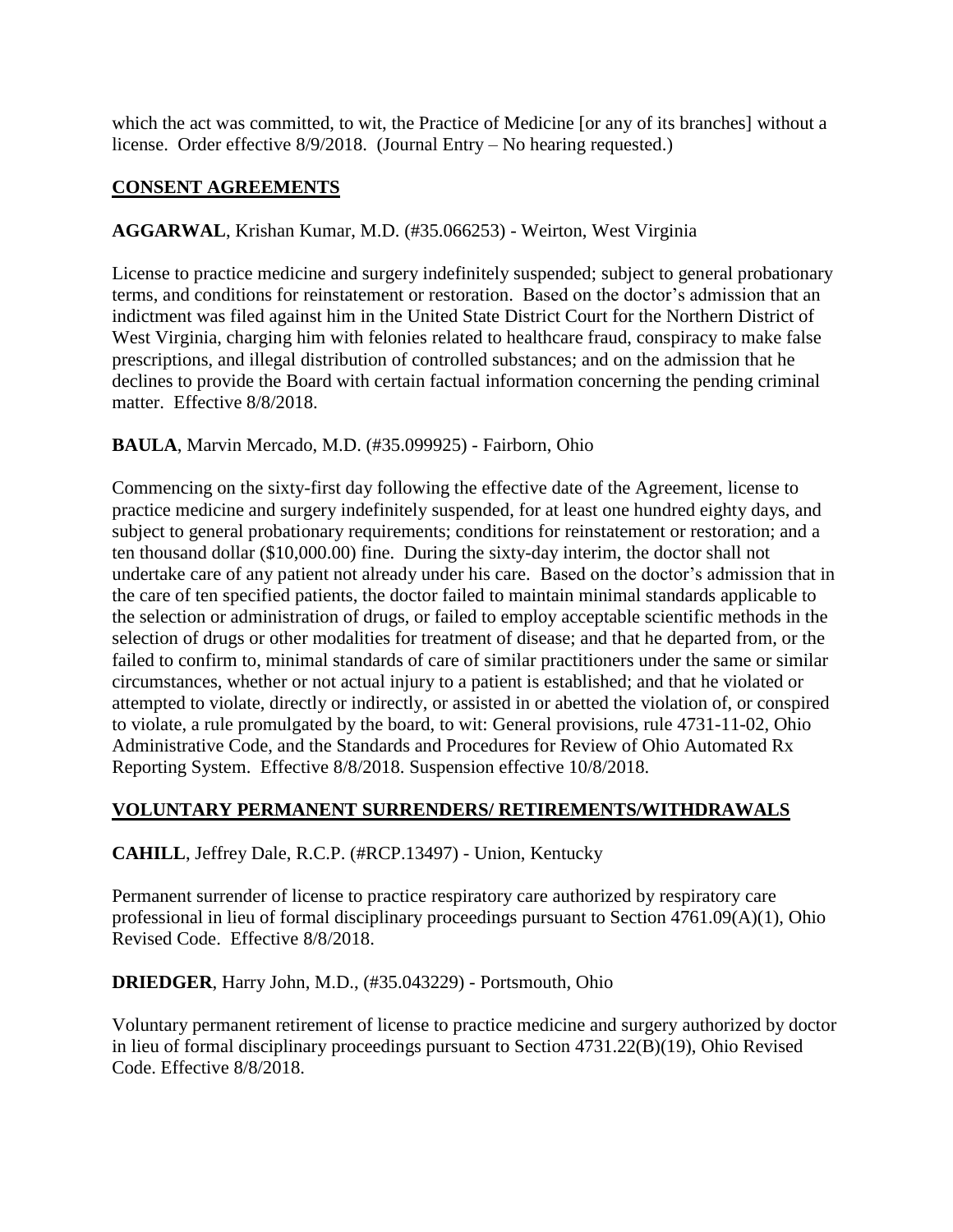which the act was committed, to wit, the Practice of Medicine [or any of its branches] without a license. Order effective 8/9/2018. (Journal Entry – No hearing requested.)

## CONSENT AGREEMENTS

**AGGARWAL**, Krishan Kumar, M.D. (#35.066253) - Weirton, West Virginia

License to practice medicine and surgery indefinitely suspended; subject to general probationary terms, and conditions for reinstatement or restoration. Based on the doctor's admission that an indictment was filed against him in the United State District Court for the Northern District of West Virginia, charging him with felonies related to healthcare fraud, conspiracy to make false prescriptions, and illegal distribution of controlled substances; and on the admission that he declines to provide the Board with certain factual information concerning the pending criminal matter. Effective 8/8/2018.

**BAULA**, Marvin Mercado, M.D. (#35.099925) - Fairborn, Ohio

Commencing on the sixty-first day following the effective date of the Agreement, license to practice medicine and surgery indefinitely suspended, for at least one hundred eighty days, and subject to general probationary requirements; conditions for reinstatement or restoration; and a ten thousand dollar ($10,000.00) fine. During the sixty-day interim, the doctor shall not undertake care of any patient not already under his care. Based on the doctor's admission that in the care of ten specified patients, the doctor failed to maintain minimal standards applicable to the selection or administration of drugs, or failed to employ acceptable scientific methods in the selection of drugs or other modalities for treatment of disease; and that he departed from, or the failed to confirm to, minimal standards of care of similar practitioners under the same or similar circumstances, whether or not actual injury to a patient is established; and that he violated or attempted to violate, directly or indirectly, or assisted in or abetted the violation of, or conspired to violate, a rule promulgated by the board, to wit: General provisions, rule 4731-11-02, Ohio Administrative Code, and the Standards and Procedures for Review of Ohio Automated Rx Reporting System. Effective 8/8/2018. Suspension effective 10/8/2018.

## VOLUNTARY PERMANENT SURRENDERS/ RETIREMENTS/WITHDRAWALS

**CAHILL**, Jeffrey Dale, R.C.P. (#RCP.13497) - Union, Kentucky

Permanent surrender of license to practice respiratory care authorized by respiratory care professional in lieu of formal disciplinary proceedings pursuant to Section 4761.09(A)(1), Ohio Revised Code. Effective 8/8/2018.

**DRIEDGER**, Harry John, M.D., (#35.043229) - Portsmouth, Ohio

Voluntary permanent retirement of license to practice medicine and surgery authorized by doctor in lieu of formal disciplinary proceedings pursuant to Section 4731.22(B)(19), Ohio Revised Code. Effective 8/8/2018.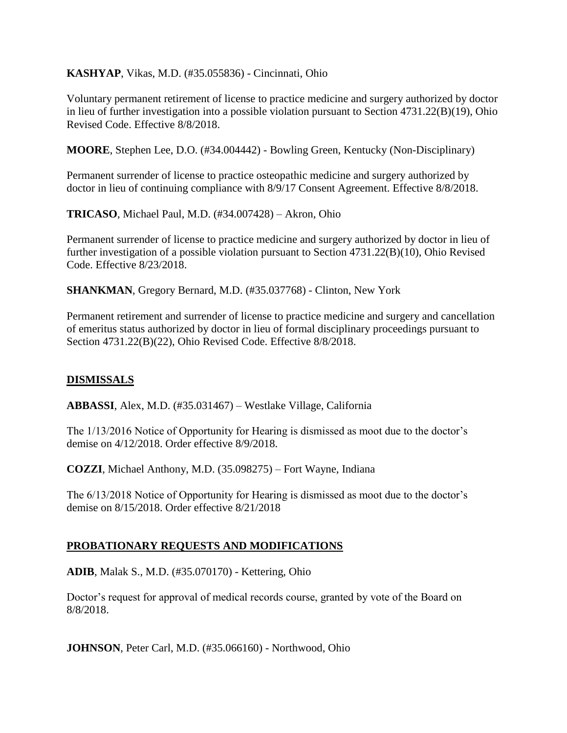**KASHYAP**, Vikas, M.D. (#35.055836) - Cincinnati, Ohio

Voluntary permanent retirement of license to practice medicine and surgery authorized by doctor in lieu of further investigation into a possible violation pursuant to Section 4731.22(B)(19), Ohio Revised Code. Effective 8/8/2018.

**MOORE**, Stephen Lee, D.O. (#34.004442) - Bowling Green, Kentucky (Non-Disciplinary)

Permanent surrender of license to practice osteopathic medicine and surgery authorized by doctor in lieu of continuing compliance with 8/9/17 Consent Agreement. Effective 8/8/2018.

**TRICASO**, Michael Paul, M.D. (#34.007428) – Akron, Ohio

Permanent surrender of license to practice medicine and surgery authorized by doctor in lieu of further investigation of a possible violation pursuant to Section 4731.22(B)(10), Ohio Revised Code. Effective 8/23/2018.

**SHANKMAN**, Gregory Bernard, M.D. (#35.037768) - Clinton, New York

Permanent retirement and surrender of license to practice medicine and surgery and cancellation of emeritus status authorized by doctor in lieu of formal disciplinary proceedings pursuant to Section 4731.22(B)(22), Ohio Revised Code. Effective 8/8/2018.

## DISMISSALS

**ABBASSI**, Alex, M.D. (#35.031467) – Westlake Village, California

The 1/13/2016 Notice of Opportunity for Hearing is dismissed as moot due to the doctor's demise on 4/12/2018. Order effective 8/9/2018.

**COZZI**, Michael Anthony, M.D. (35.098275) – Fort Wayne, Indiana

The 6/13/2018 Notice of Opportunity for Hearing is dismissed as moot due to the doctor's demise on 8/15/2018. Order effective 8/21/2018

## PROBATIONARY REQUESTS AND MODIFICATIONS

**ADIB**, Malak S., M.D. (#35.070170) - Kettering, Ohio

Doctor's request for approval of medical records course, granted by vote of the Board on 8/8/2018.

**JOHNSON**, Peter Carl, M.D. (#35.066160) - Northwood, Ohio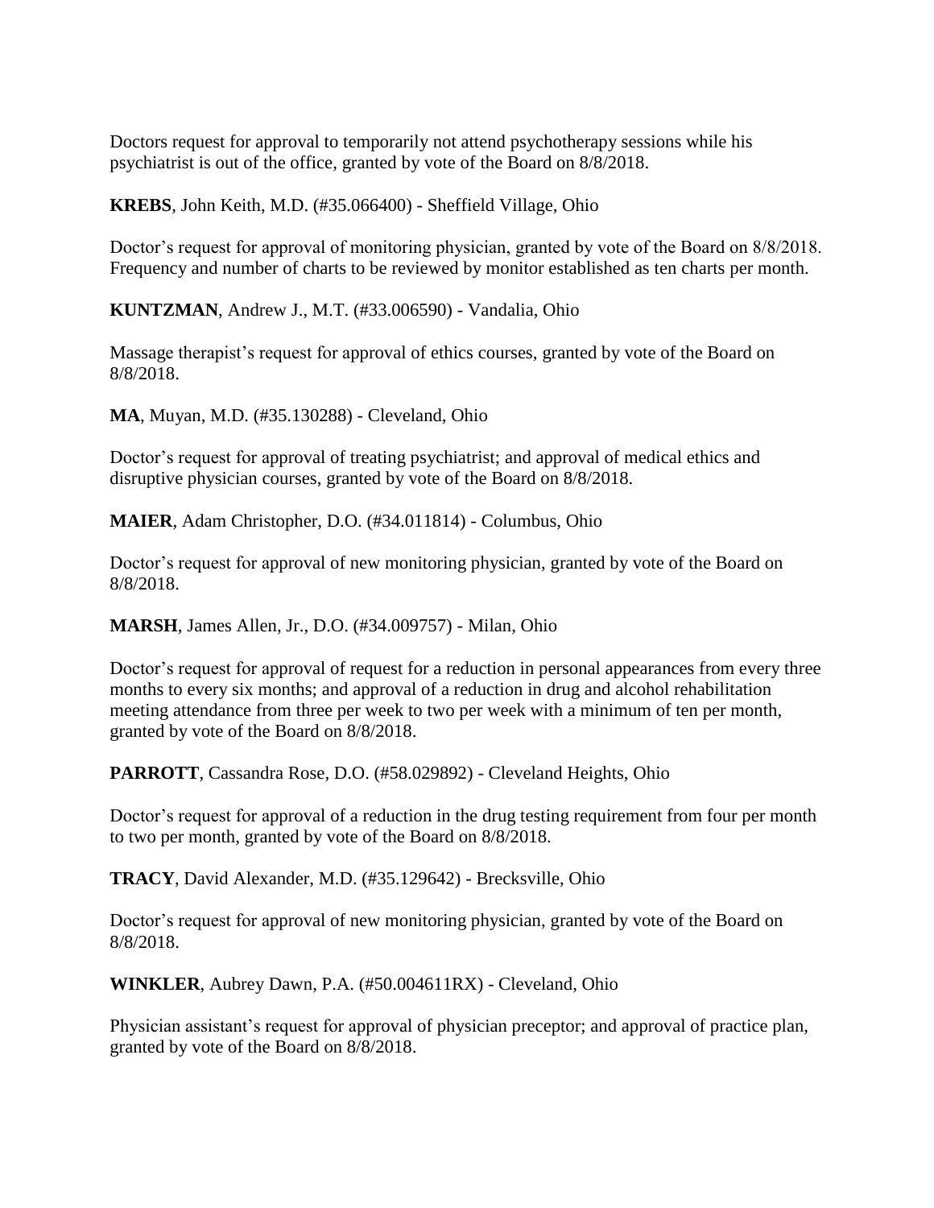Doctors request for approval to temporarily not attend psychotherapy sessions while his psychiatrist is out of the office, granted by vote of the Board on 8/8/2018.

**KREBS**, John Keith, M.D. (#35.066400) - Sheffield Village, Ohio

Doctor's request for approval of monitoring physician, granted by vote of the Board on 8/8/2018. Frequency and number of charts to be reviewed by monitor established as ten charts per month.

**KUNTZMAN**, Andrew J., M.T. (#33.006590) - Vandalia, Ohio

Massage therapist's request for approval of ethics courses, granted by vote of the Board on 8/8/2018.

**MA**, Muyan, M.D. (#35.130288) - Cleveland, Ohio

Doctor's request for approval of treating psychiatrist; and approval of medical ethics and disruptive physician courses, granted by vote of the Board on 8/8/2018.

**MAIER**, Adam Christopher, D.O. (#34.011814) - Columbus, Ohio

Doctor's request for approval of new monitoring physician, granted by vote of the Board on 8/8/2018.

**MARSH**, James Allen, Jr., D.O. (#34.009757) - Milan, Ohio

Doctor's request for approval of request for a reduction in personal appearances from every three months to every six months; and approval of a reduction in drug and alcohol rehabilitation meeting attendance from three per week to two per week with a minimum of ten per month, granted by vote of the Board on 8/8/2018.

**PARROTT**, Cassandra Rose, D.O. (#58.029892) - Cleveland Heights, Ohio

Doctor's request for approval of a reduction in the drug testing requirement from four per month to two per month, granted by vote of the Board on 8/8/2018.

**TRACY**, David Alexander, M.D. (#35.129642) - Brecksville, Ohio

Doctor's request for approval of new monitoring physician, granted by vote of the Board on 8/8/2018.

**WINKLER**, Aubrey Dawn, P.A. (#50.004611RX) - Cleveland, Ohio

Physician assistant's request for approval of physician preceptor; and approval of practice plan, granted by vote of the Board on 8/8/2018.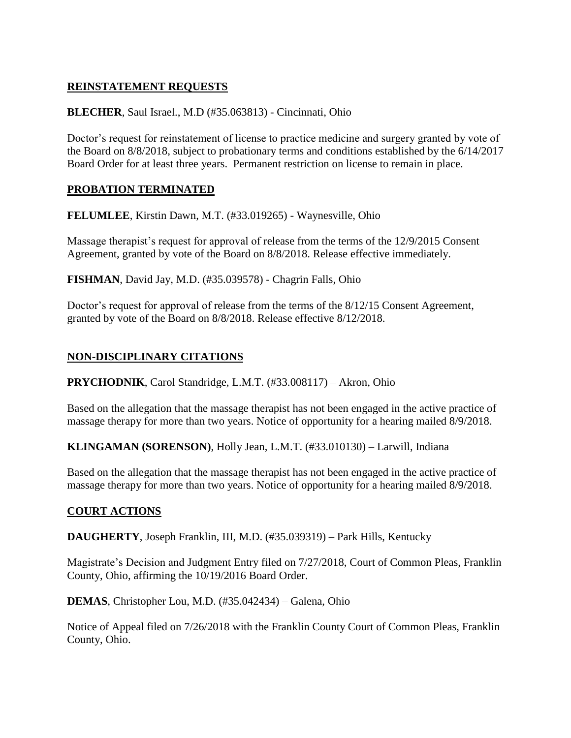## REINSTATEMENT REQUESTS

**BLECHER**, Saul Israel., M.D (#35.063813) - Cincinnati, Ohio

Doctor's request for reinstatement of license to practice medicine and surgery granted by vote of the Board on 8/8/2018, subject to probationary terms and conditions established by the 6/14/2017 Board Order for at least three years. Permanent restriction on license to remain in place.

## PROBATION TERMINATED

**FELUMLEE**, Kirstin Dawn, M.T. (#33.019265) - Waynesville, Ohio

Massage therapist's request for approval of release from the terms of the 12/9/2015 Consent Agreement, granted by vote of the Board on 8/8/2018. Release effective immediately.

**FISHMAN**, David Jay, M.D. (#35.039578) - Chagrin Falls, Ohio

Doctor's request for approval of release from the terms of the 8/12/15 Consent Agreement, granted by vote of the Board on 8/8/2018. Release effective 8/12/2018.

## NON-DISCIPLINARY CITATIONS

**PRYCHODNIK**, Carol Standridge, L.M.T. (#33.008117) – Akron, Ohio

Based on the allegation that the massage therapist has not been engaged in the active practice of massage therapy for more than two years. Notice of opportunity for a hearing mailed 8/9/2018.

**KLINGAMAN (SORENSON)**, Holly Jean, L.M.T. (#33.010130) – Larwill, Indiana

Based on the allegation that the massage therapist has not been engaged in the active practice of massage therapy for more than two years. Notice of opportunity for a hearing mailed 8/9/2018.

## COURT ACTIONS

**DAUGHERTY**, Joseph Franklin, III, M.D. (#35.039319) – Park Hills, Kentucky

Magistrate's Decision and Judgment Entry filed on 7/27/2018, Court of Common Pleas, Franklin County, Ohio, affirming the 10/19/2016 Board Order.

**DEMAS**, Christopher Lou, M.D. (#35.042434) – Galena, Ohio

Notice of Appeal filed on 7/26/2018 with the Franklin County Court of Common Pleas, Franklin County, Ohio.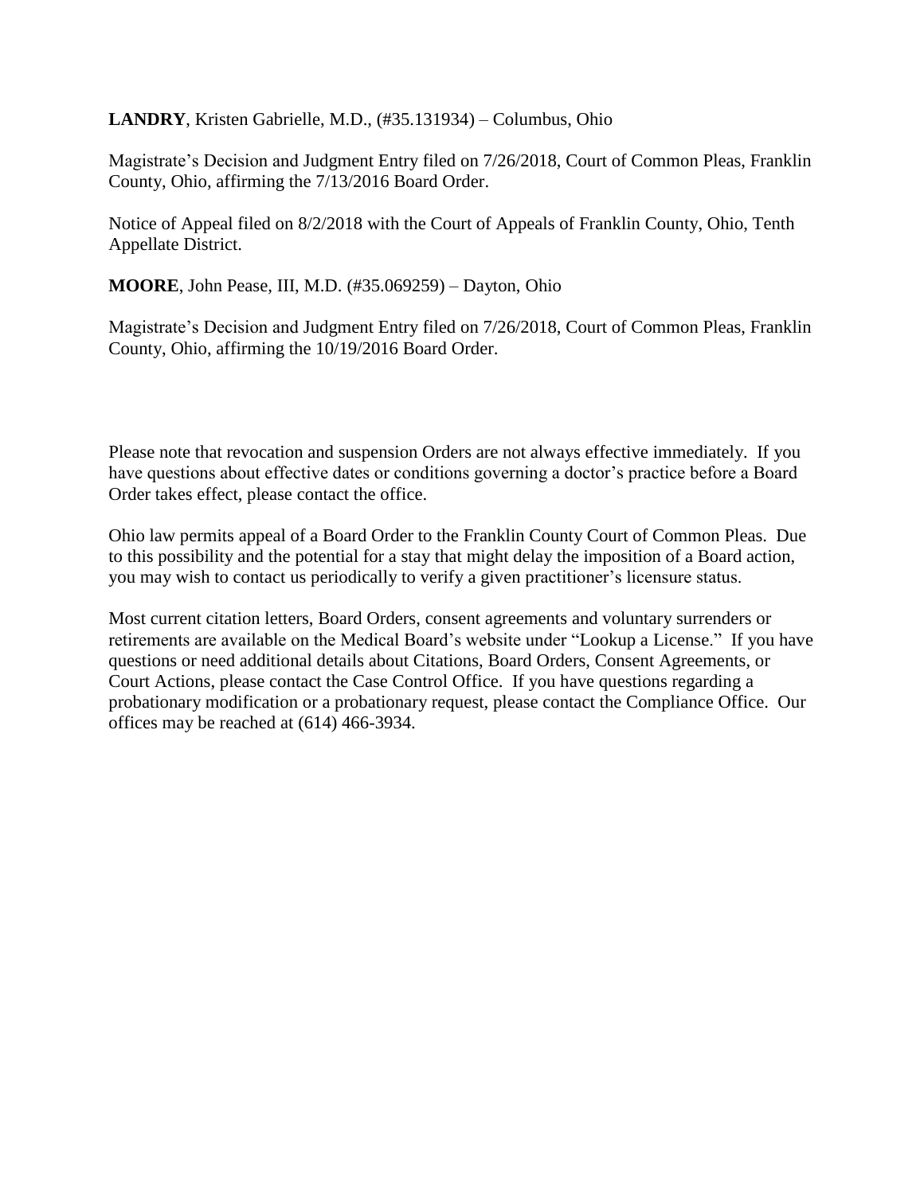**LANDRY**, Kristen Gabrielle, M.D., (#35.131934) – Columbus, Ohio

Magistrate's Decision and Judgment Entry filed on 7/26/2018, Court of Common Pleas, Franklin County, Ohio, affirming the 7/13/2016 Board Order.

Notice of Appeal filed on 8/2/2018 with the Court of Appeals of Franklin County, Ohio, Tenth Appellate District.

**MOORE**, John Pease, III, M.D. (#35.069259) – Dayton, Ohio

Magistrate's Decision and Judgment Entry filed on 7/26/2018, Court of Common Pleas, Franklin County, Ohio, affirming the 10/19/2016 Board Order.

Please note that revocation and suspension Orders are not always effective immediately. If you have questions about effective dates or conditions governing a doctor's practice before a Board Order takes effect, please contact the office.

Ohio law permits appeal of a Board Order to the Franklin County Court of Common Pleas. Due to this possibility and the potential for a stay that might delay the imposition of a Board action, you may wish to contact us periodically to verify a given practitioner's licensure status.

Most current citation letters, Board Orders, consent agreements and voluntary surrenders or retirements are available on the Medical Board's website under "Lookup a License." If you have questions or need additional details about Citations, Board Orders, Consent Agreements, or Court Actions, please contact the Case Control Office. If you have questions regarding a probationary modification or a probationary request, please contact the Compliance Office. Our offices may be reached at (614) 466-3934.